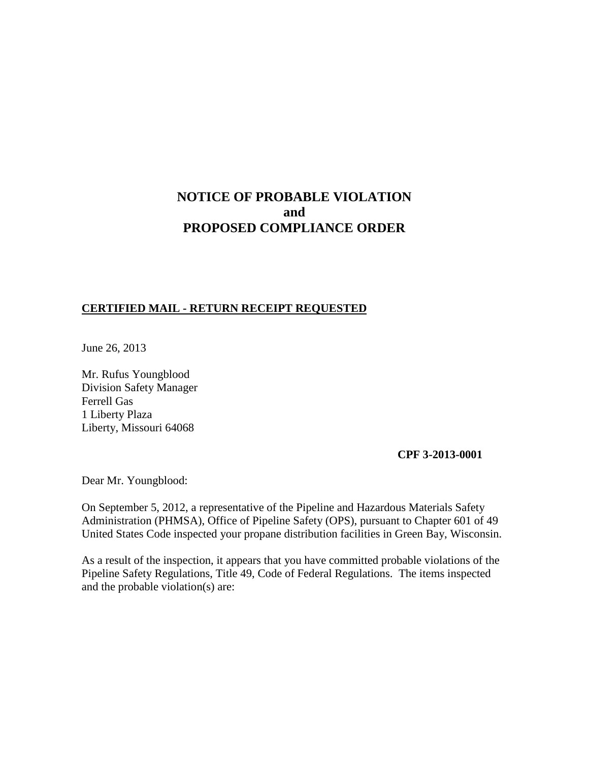# NOTICE OF PROBABLE VIOLATION
# and
# PROPOSED COMPLIANCE ORDER

**CERTIFIED MAIL - RETURN RECEIPT REQUESTED**

June 26, 2013

Mr. Rufus Youngblood
Division Safety Manager
Ferrell Gas
1 Liberty Plaza
Liberty, Missouri 64068

**CPF 3-2013-0001**

Dear Mr. Youngblood:

On September 5, 2012, a representative of the Pipeline and Hazardous Materials Safety Administration (PHMSA), Office of Pipeline Safety (OPS), pursuant to Chapter 601 of 49 United States Code inspected your propane distribution facilities in Green Bay, Wisconsin.

As a result of the inspection, it appears that you have committed probable violations of the Pipeline Safety Regulations, Title 49, Code of Federal Regulations. The items inspected and the probable violation(s) are: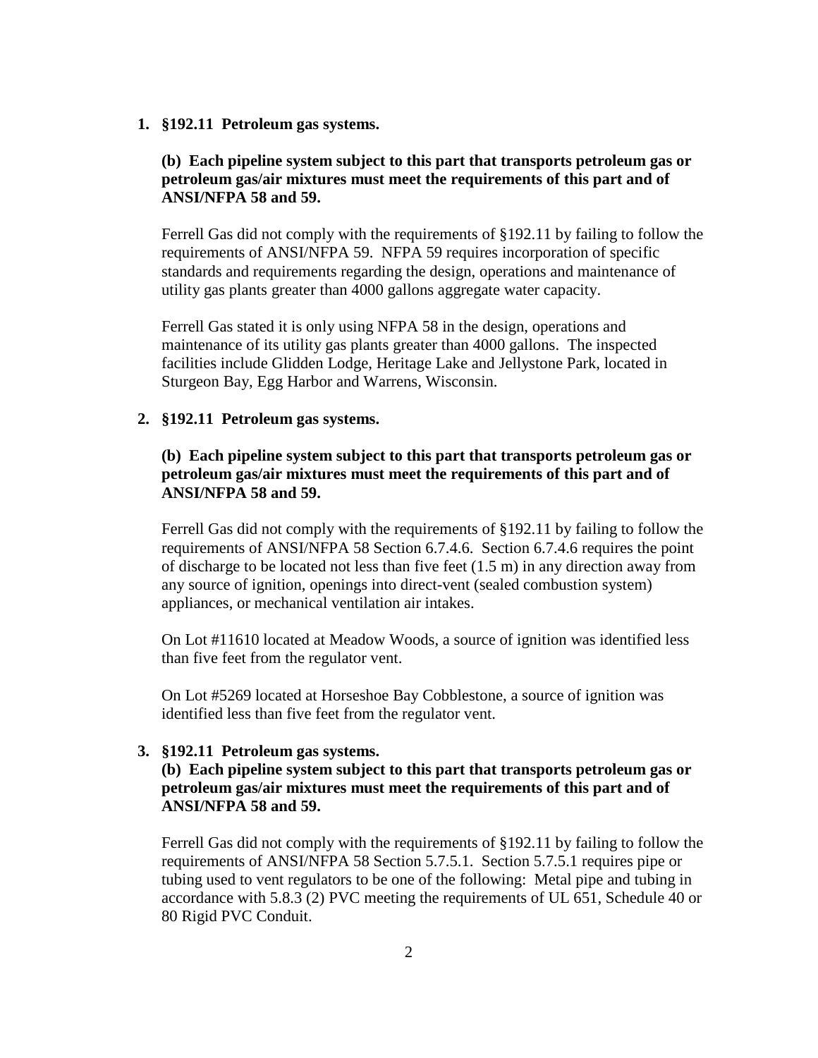1. **§192.11 Petroleum gas systems.**

   **(b) Each pipeline system subject to this part that transports petroleum gas or petroleum gas/air mixtures must meet the requirements of this part and of ANSI/NFPA 58 and 59.**

   Ferrell Gas did not comply with the requirements of §192.11 by failing to follow the requirements of ANSI/NFPA 59. NFPA 59 requires incorporation of specific standards and requirements regarding the design, operations and maintenance of utility gas plants greater than 4000 gallons aggregate water capacity.

   Ferrell Gas stated it is only using NFPA 58 in the design, operations and maintenance of its utility gas plants greater than 4000 gallons. The inspected facilities include Glidden Lodge, Heritage Lake and Jellystone Park, located in Sturgeon Bay, Egg Harbor and Warrens, Wisconsin.

2. **§192.11 Petroleum gas systems.**

   **(b) Each pipeline system subject to this part that transports petroleum gas or petroleum gas/air mixtures must meet the requirements of this part and of ANSI/NFPA 58 and 59.**

   Ferrell Gas did not comply with the requirements of §192.11 by failing to follow the requirements of ANSI/NFPA 58 Section 6.7.4.6. Section 6.7.4.6 requires the point of discharge to be located not less than five feet (1.5 m) in any direction away from any source of ignition, openings into direct-vent (sealed combustion system) appliances, or mechanical ventilation air intakes.

   On Lot #11610 located at Meadow Woods, a source of ignition was identified less than five feet from the regulator vent.

   On Lot #5269 located at Horseshoe Bay Cobblestone, a source of ignition was identified less than five feet from the regulator vent.

3. **§192.11 Petroleum gas systems.**
   **(b) Each pipeline system subject to this part that transports petroleum gas or petroleum gas/air mixtures must meet the requirements of this part and of ANSI/NFPA 58 and 59.**

   Ferrell Gas did not comply with the requirements of §192.11 by failing to follow the requirements of ANSI/NFPA 58 Section 5.7.5.1. Section 5.7.5.1 requires pipe or tubing used to vent regulators to be one of the following: Metal pipe and tubing in accordance with 5.8.3 (2) PVC meeting the requirements of UL 651, Schedule 40 or 80 Rigid PVC Conduit.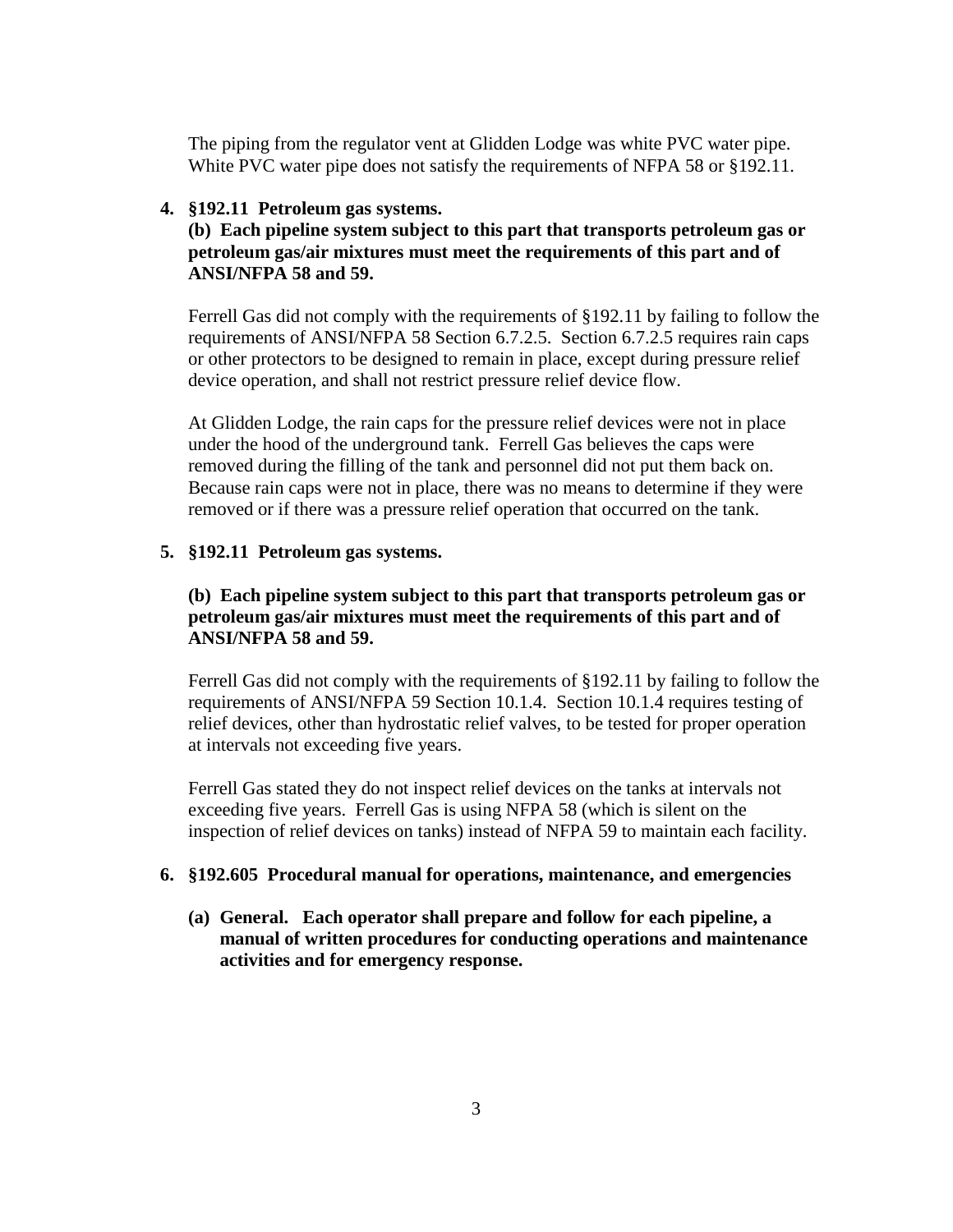The piping from the regulator vent at Glidden Lodge was white PVC water pipe. White PVC water pipe does not satisfy the requirements of NFPA 58 or §192.11.

4. **§192.11 Petroleum gas systems.**

   **(b) Each pipeline system subject to this part that transports petroleum gas or petroleum gas/air mixtures must meet the requirements of this part and of ANSI/NFPA 58 and 59.**

   Ferrell Gas did not comply with the requirements of §192.11 by failing to follow the requirements of ANSI/NFPA 58 Section 6.7.2.5. Section 6.7.2.5 requires rain caps or other protectors to be designed to remain in place, except during pressure relief device operation, and shall not restrict pressure relief device flow.

   At Glidden Lodge, the rain caps for the pressure relief devices were not in place under the hood of the underground tank. Ferrell Gas believes the caps were removed during the filling of the tank and personnel did not put them back on. Because rain caps were not in place, there was no means to determine if they were removed or if there was a pressure relief operation that occurred on the tank.

5. **§192.11 Petroleum gas systems.**

   **(b) Each pipeline system subject to this part that transports petroleum gas or petroleum gas/air mixtures must meet the requirements of this part and of ANSI/NFPA 58 and 59.**

   Ferrell Gas did not comply with the requirements of §192.11 by failing to follow the requirements of ANSI/NFPA 59 Section 10.1.4. Section 10.1.4 requires testing of relief devices, other than hydrostatic relief valves, to be tested for proper operation at intervals not exceeding five years.

   Ferrell Gas stated they do not inspect relief devices on the tanks at intervals not exceeding five years. Ferrell Gas is using NFPA 58 (which is silent on the inspection of relief devices on tanks) instead of NFPA 59 to maintain each facility.

6. **§192.605 Procedural manual for operations, maintenance, and emergencies**

   **(a) General. Each operator shall prepare and follow for each pipeline, a manual of written procedures for conducting operations and maintenance activities and for emergency response.**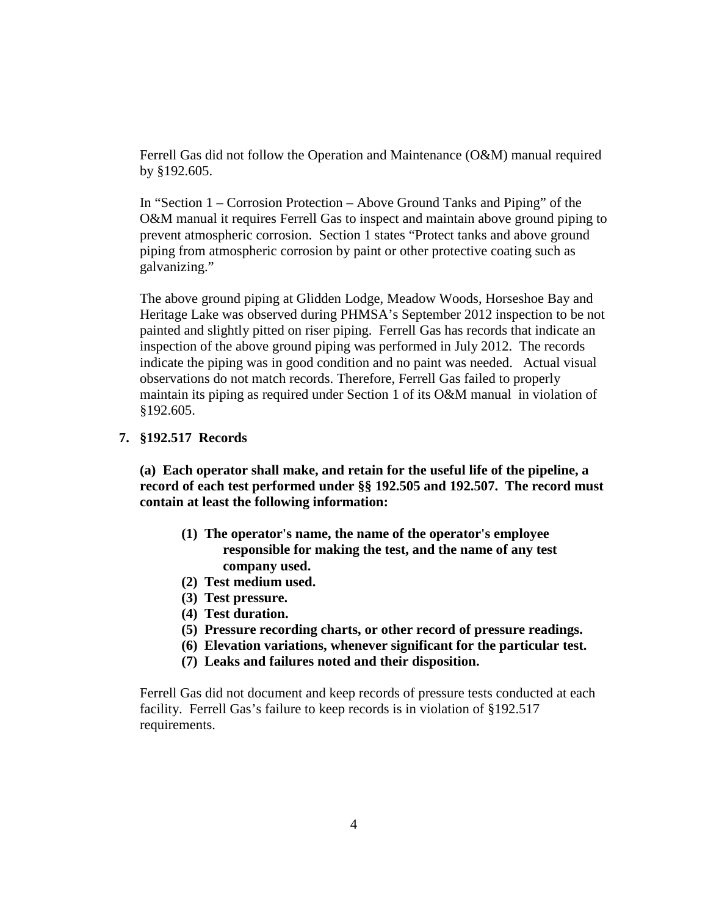Ferrell Gas did not follow the Operation and Maintenance (O&M) manual required by §192.605.

In "Section 1 – Corrosion Protection – Above Ground Tanks and Piping" of the O&M manual it requires Ferrell Gas to inspect and maintain above ground piping to prevent atmospheric corrosion. Section 1 states "Protect tanks and above ground piping from atmospheric corrosion by paint or other protective coating such as galvanizing."

The above ground piping at Glidden Lodge, Meadow Woods, Horseshoe Bay and Heritage Lake was observed during PHMSA's September 2012 inspection to be not painted and slightly pitted on riser piping. Ferrell Gas has records that indicate an inspection of the above ground piping was performed in July 2012. The records indicate the piping was in good condition and no paint was needed. Actual visual observations do not match records. Therefore, Ferrell Gas failed to properly maintain its piping as required under Section 1 of its O&M manual in violation of §192.605.

**7. §192.517 Records**

**(a) Each operator shall make, and retain for the useful life of the pipeline, a record of each test performed under §§ 192.505 and 192.507. The record must contain at least the following information:**

- **(1) The operator's name, the name of the operator's employee responsible for making the test, and the name of any test company used.**
- **(2) Test medium used.**
- **(3) Test pressure.**
- **(4) Test duration.**
- **(5) Pressure recording charts, or other record of pressure readings.**
- **(6) Elevation variations, whenever significant for the particular test.**
- **(7) Leaks and failures noted and their disposition.**

Ferrell Gas did not document and keep records of pressure tests conducted at each facility. Ferrell Gas's failure to keep records is in violation of §192.517 requirements.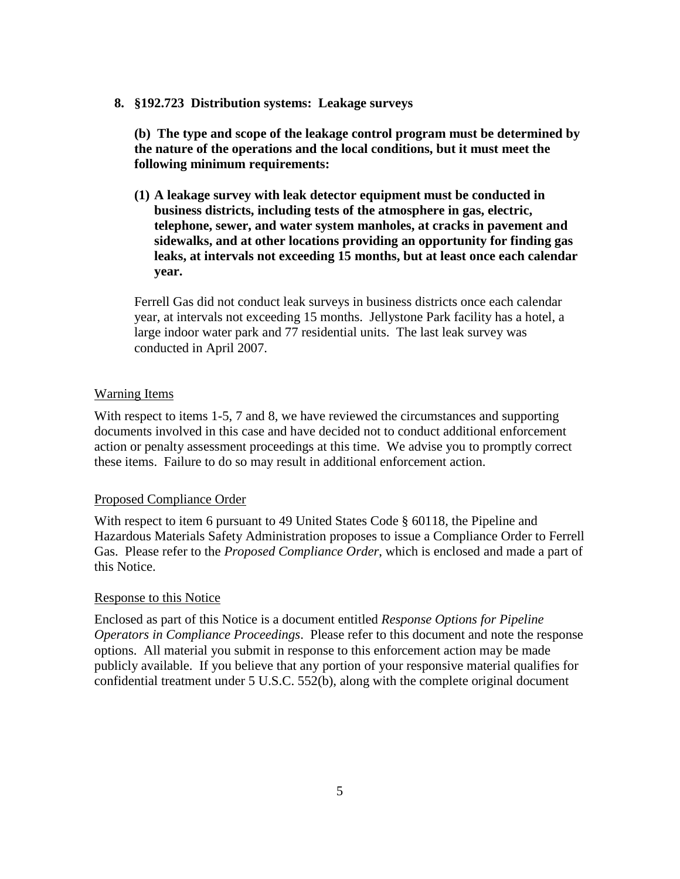8. **§192.723 Distribution systems: Leakage surveys**

   **(b) The type and scope of the leakage control program must be determined by the nature of the operations and the local conditions, but it must meet the following minimum requirements:**

   **(1) A leakage survey with leak detector equipment must be conducted in business districts, including tests of the atmosphere in gas, electric, telephone, sewer, and water system manholes, at cracks in pavement and sidewalks, and at other locations providing an opportunity for finding gas leaks, at intervals not exceeding 15 months, but at least once each calendar year.**

   Ferrell Gas did not conduct leak surveys in business districts once each calendar year, at intervals not exceeding 15 months. Jellystone Park facility has a hotel, a large indoor water park and 77 residential units. The last leak survey was conducted in April 2007.

<u>Warning Items</u>

With respect to items 1-5, 7 and 8, we have reviewed the circumstances and supporting documents involved in this case and have decided not to conduct additional enforcement action or penalty assessment proceedings at this time. We advise you to promptly correct these items. Failure to do so may result in additional enforcement action.

<u>Proposed Compliance Order</u>

With respect to item 6 pursuant to 49 United States Code § 60118, the Pipeline and Hazardous Materials Safety Administration proposes to issue a Compliance Order to Ferrell Gas. Please refer to the *Proposed Compliance Order*, which is enclosed and made a part of this Notice.

<u>Response to this Notice</u>

Enclosed as part of this Notice is a document entitled *Response Options for Pipeline Operators in Compliance Proceedings*. Please refer to this document and note the response options. All material you submit in response to this enforcement action may be made publicly available. If you believe that any portion of your responsive material qualifies for confidential treatment under 5 U.S.C. 552(b), along with the complete original document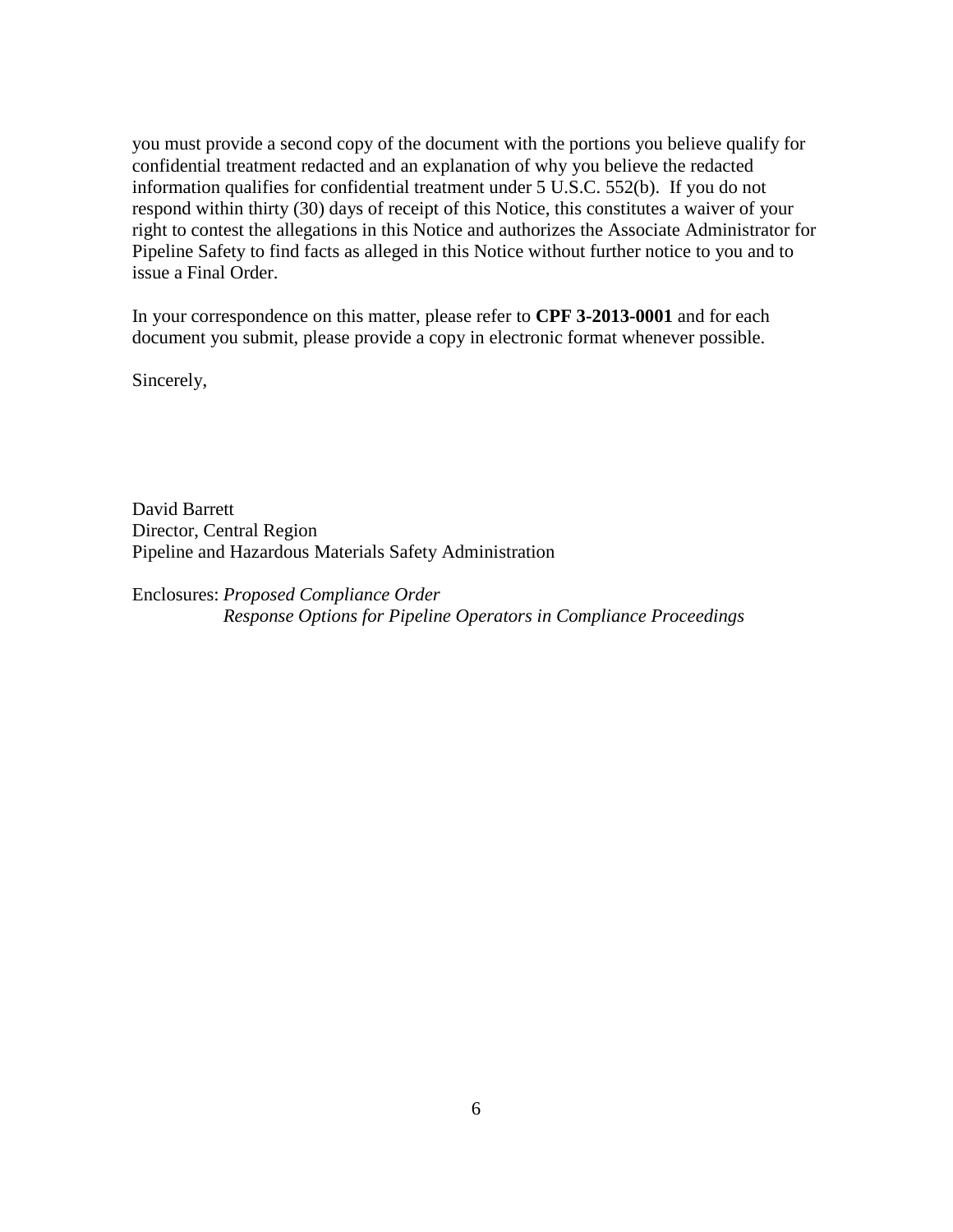you must provide a second copy of the document with the portions you believe qualify for confidential treatment redacted and an explanation of why you believe the redacted information qualifies for confidential treatment under 5 U.S.C. 552(b). If you do not respond within thirty (30) days of receipt of this Notice, this constitutes a waiver of your right to contest the allegations in this Notice and authorizes the Associate Administrator for Pipeline Safety to find facts as alleged in this Notice without further notice to you and to issue a Final Order.

In your correspondence on this matter, please refer to **CPF 3-2013-0001** and for each document you submit, please provide a copy in electronic format whenever possible.

Sincerely,

David Barrett
Director, Central Region
Pipeline and Hazardous Materials Safety Administration

Enclosures: *Proposed Compliance Order*
*Response Options for Pipeline Operators in Compliance Proceedings*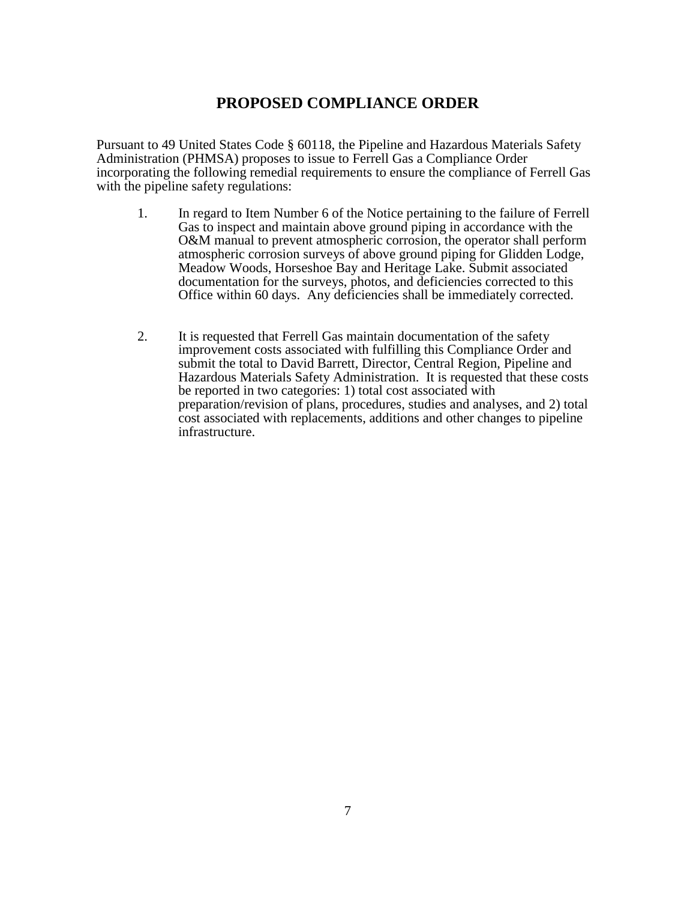# PROPOSED COMPLIANCE ORDER

Pursuant to 49 United States Code § 60118, the Pipeline and Hazardous Materials Safety Administration (PHMSA) proposes to issue to Ferrell Gas a Compliance Order incorporating the following remedial requirements to ensure the compliance of Ferrell Gas with the pipeline safety regulations:

1. In regard to Item Number 6 of the Notice pertaining to the failure of Ferrell Gas to inspect and maintain above ground piping in accordance with the O&M manual to prevent atmospheric corrosion, the operator shall perform atmospheric corrosion surveys of above ground piping for Glidden Lodge, Meadow Woods, Horseshoe Bay and Heritage Lake. Submit associated documentation for the surveys, photos, and deficiencies corrected to this Office within 60 days. Any deficiencies shall be immediately corrected.

2. It is requested that Ferrell Gas maintain documentation of the safety improvement costs associated with fulfilling this Compliance Order and submit the total to David Barrett, Director, Central Region, Pipeline and Hazardous Materials Safety Administration. It is requested that these costs be reported in two categories: 1) total cost associated with preparation/revision of plans, procedures, studies and analyses, and 2) total cost associated with replacements, additions and other changes to pipeline infrastructure.